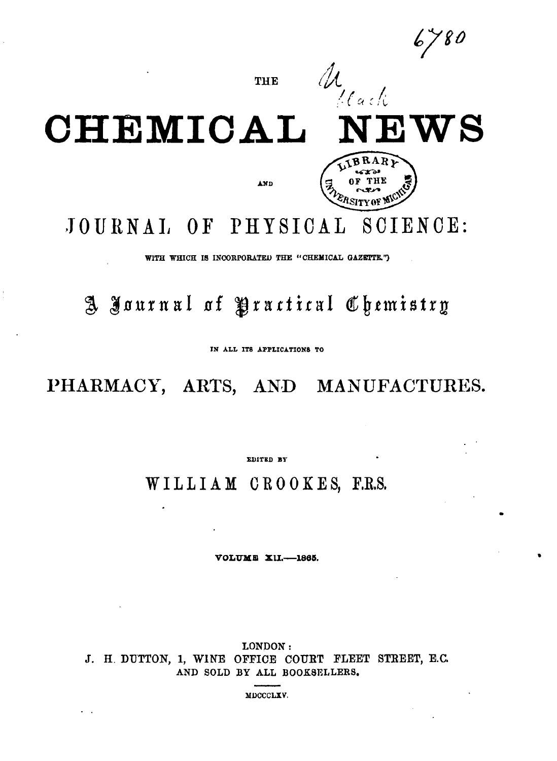THE

# CHEMICAL NEWS

AND

## JOURNAL OF PHYSICAL SCIENCE:

WITH WHICH IS INCORPORATED THE "CHEMICAL GAZETTE.")

### A Journal of Practical Chemistry

IN ALL ITS APPLICATIONS TO

## PHARMACY, ARTS, AND MANUFACTURES.

EDITED BY

### WILLIAM CROOKES, F.R.S.

VOLUME XII.—1865.

LONDON:
J. H. DUTTON, 1, WINE OFFICE COURT FLEET STREET, E.C.
AND SOLD BY ALL BOOKSELLERS.

MDCCCLXV.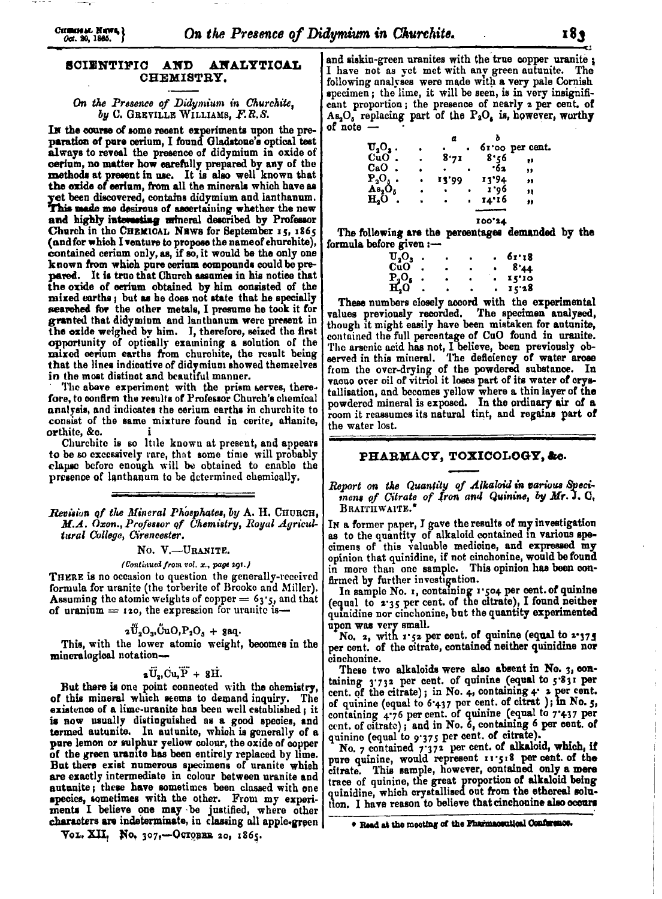## SCIENTIFIC AND ANALYTICAL CHEMISTRY.

### *On the Presence of Didymium in Churchite, by* C. GREVILLE WILLIAMS, *F.R.S.*

IN the course of some recent experiments upon the preparation of pure cerium, I found Gladstone's optical test always to reveal the presence of didymium in oxide of cerium, no matter how carefully prepared by any of the methods at present in use. It is also well known that the oxide of cerium, from all the minerals which have as yet been discovered, contains didymium and lanthanum. This made me desirous of ascertaining whether the new and highly interesting mineral described by Professor Church in the CHEMICAL NEWS for September 15, 1865 (and for which I venture to propose the name of churchite), contained cerium only, as, if so, it would be the only one known from which pure cerium compounds could be prepared. It is true that Church assumes in his notice that the oxide of cerium obtained by him consisted of the mixed earths; but as he does not state that he specially searched for the other metals, I presume he took it for granted that didymium and lanthanum were present in the oxide weighed by him. I, therefore, seized the first opportunity of optically examining a solution of the mixed cerium earths from churchite, the result being that the lines indicative of didymium showed themselves in the most distinct and beautiful manner.

The above experiment with the prism serves, therefore, to confirm the results of Professor Church's chemical analysis, and indicates the cerium earths in churchite to consist of the same mixture found in cerite, allanite, orthite, &c.

Churchite is so little known at present, and appears to be so excessively rare, that some time will probably elapse before enough will be obtained to enable the presence of lanthanum to be determined chemically.

---

### *Revision of the Mineral Phosphates, by* A. H. CHURCH, *M.A. Oxon., Professor of Chemistry, Royal Agricultural College, Cirencester.*

#### NO. V.—URANITE.

*(Continued from vol. x., page 291.)*

THERE is no occasion to question the generally-received formula for uranite (the torberite of Brooke and Miller). Assuming the atomic weights of copper = 63·5, and that of uranium = 120, the expression for uranite is—

$$2\overset{'''}{U}_2O_3,\overset{''}{Cu}O,P_2O_5 + 8aq.$$

This, with the lower atomic weight, becomes in the mineralogical notation—

$$2\ddot{\ddot{U}}_2,\dot{C}u,\overset{...}{\overline{P}} + 8\dot{H}.$$

But there is one point connected with the chemistry, of this mineral which seems to demand inquiry. The existence of a lime-uranite has been well established; it is now usually distinguished as a good species, and termed autunite. In autunite, which is generally of a pure lemon or sulphur yellow colour, the oxide of copper of the green uranite has been entirely replaced by lime. But there exist numerous specimens of uranite which are exactly intermediate in colour between uranite and autunite; these have sometimes been classed with one species, sometimes with the other. From my experiments I believe one may be justified, where other characters are indeterminate, in classing all apple-green and siskin-green uranites with the true copper uranite; I have not as yet met with any green autunite. The following analyses were made with a very pale Cornish specimen; the lime, it will be seen, is in very insignificant proportion; the presence of nearly 2 per cent. of $As_2O_5$ replacing part of the $P_2O_5$ is, however, worthy of note —

| | a | b | |
|---|---|---|---|
| $U_2O_3$ | . | 61·00 | per cent. |
| CuO | 8·71 | 8·56 | ,, |
| CaO | . | ·62 | ,, |
| $P_2O_5$ | 13·99 | 13·94 | ,, |
| $As_2O_5$ | . | 1·96 | ,, |
| $H_2O$ | . | 14·16 | ,, |
| | | 100·24 | |

The following are the percentages demanded by the formula before given:—

| | |
|---|---|
| $U_2O_3$ | 61·18 |
| CuO | 8·44 |
| $P_2O_5$ | 15·10 |
| $H_2O$ | 15·28 |

These numbers closely accord with the experimental values previously recorded. The specimen analysed, though it might easily have been mistaken for autunite, contained the full percentage of CuO found in uranite. The arsenic acid has not, I believe, been previously observed in this mineral. The deficiency of water arose from the over-drying of the powdered substance. In vacuo over oil of vitriol it loses part of its water of crystallisation, and becomes yellow where a thin layer of the powdered mineral is exposed. In the ordinary air of a room it reassumes its natural tint, and regains part of the water lost.

---

## PHARMACY, TOXICOLOGY, &c.

### *Report on the Quantity of Alkaloid in various Specimens of Citrate of Iron and Quinine, by* MR. J. C. BRAITHWAITE.*

IN a former paper, I gave the results of my investigation as to the quantity of alkaloid contained in various specimens of this valuable medicine, and expressed my opinion that quinidine, if not cinchonine, would be found in more than one sample. This opinion has been confirmed by further investigation.

In sample No. 1, containing 1·504 per cent. of quinine (equal to 2·35 per cent. of the citrate), I found neither quinidine nor cinchonine, but the quantity experimented upon was very small.

No. 2, with 1·52 per cent. of quinine (equal to 2·375 per cent. of the citrate, contained neither quinidine nor cinchonine.

These two alkaloids were also absent in No. 3, containing 3·732 per cent. of quinine (equal to 5·831 per cent. of the citrate); in No. 4, containing 4·2 per cent. of quinine (equal to 6·437 per cent. of citrat ); in No. 5, containing 4·76 per cent. of quinine (equal to 7·437 per cent. of citrate); and in No. 6, containing 6 per cent. of quinine (equal to 9·375 per cent. of citrate).

No. 7 contained 7·372 per cent. of alkaloid, which, if pure quinine, would represent 11·518 per cent. of the citrate. This sample, however, contained only a mere trace of quinine, the great proportion of alkaloid being quinidine, which crystallised out from the ethereal solution. I have reason to believe that cinchonine also occurs

\* Read at the meeting of the Pharmaceutical Conference.